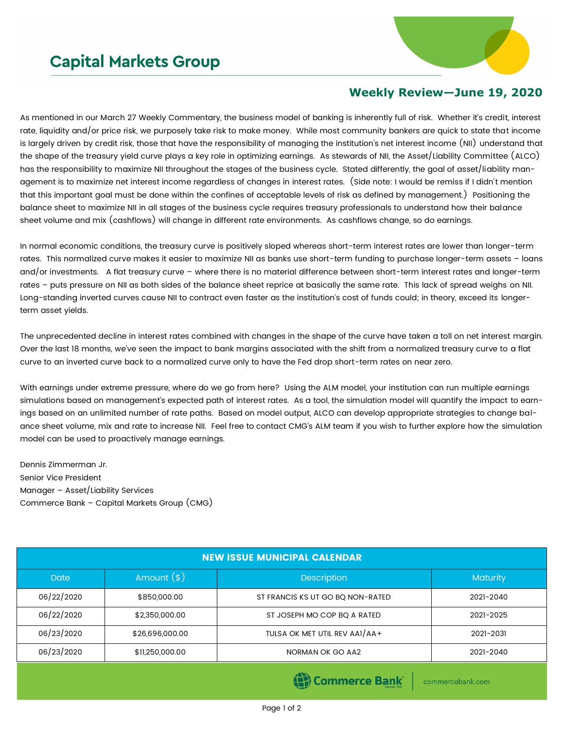# Capital Markets Group

## Weekly Review—June 19, 2020

As mentioned in our March 27 Weekly Commentary, the business model of banking is inherently full of risk. Whether it's credit, interest rate, liquidity and/or price risk, we purposely take risk to make money. While most community bankers are quick to state that income is largely driven by credit risk, those that have the responsibility of managing the institution's net interest income (NII) understand that the shape of the treasury yield curve plays a key role in optimizing earnings. As stewards of NII, the Asset/Liability Committee (ALCO) has the responsibility to maximize NII throughout the stages of the business cycle. Stated differently, the goal of asset/liability management is to maximize net interest income regardless of changes in interest rates. (Side note: I would be remiss if I didn't mention that this important goal must be done within the confines of acceptable levels of risk as defined by management.) Positioning the balance sheet to maximize NII in all stages of the business cycle requires treasury professionals to understand how their balance sheet volume and mix (cashflows) will change in different rate environments. As cashflows change, so do earnings.

In normal economic conditions, the treasury curve is positively sloped whereas short-term interest rates are lower than longer-term rates. This normalized curve makes it easier to maximize NII as banks use short-term funding to purchase longer-term assets – loans and/or investments. A flat treasury curve – where there is no material difference between short-term interest rates and longer-term rates – puts pressure on NII as both sides of the balance sheet reprice at basically the same rate. This lack of spread weighs on NII. Long-standing inverted curves cause NII to contract even faster as the institution's cost of funds could; in theory, exceed its longer-term asset yields.

The unprecedented decline in interest rates combined with changes in the shape of the curve have taken a toll on net interest margin. Over the last 18 months, we've seen the impact to bank margins associated with the shift from a normalized treasury curve to a flat curve to an inverted curve back to a normalized curve only to have the Fed drop short-term rates on near zero.

With earnings under extreme pressure, where do we go from here? Using the ALM model, your institution can run multiple earnings simulations based on management's expected path of interest rates. As a tool, the simulation model will quantify the impact to earnings based on an unlimited number of rate paths. Based on model output, ALCO can develop appropriate strategies to change balance sheet volume, mix and rate to increase NII. Feel free to contact CMG's ALM team if you wish to further explore how the simulation model can be used to proactively manage earnings.

Dennis Zimmerman Jr.
Senior Vice President
Manager – Asset/Liability Services
Commerce Bank – Capital Markets Group (CMG)

| NEW ISSUE MUNICIPAL CALENDAR | | | |
|---|---|---|---|
| Date | Amount ($) | Description | Maturity |
| 06/22/2020 | $850,000.00 | ST FRANCIS KS UT GO BQ NON-RATED | 2021-2040 |
| 06/22/2020 | $2,350,000.00 | ST JOSEPH MO COP BQ A RATED | 2021-2025 |
| 06/23/2020 | $26,696,000.00 | TULSA OK MET UTIL REV AA1/AA+ | 2021-2031 |
| 06/23/2020 | $11,250,000.00 | NORMAN OK GO AA2 | 2021-2040 |

Commerce Bank | commercebank.com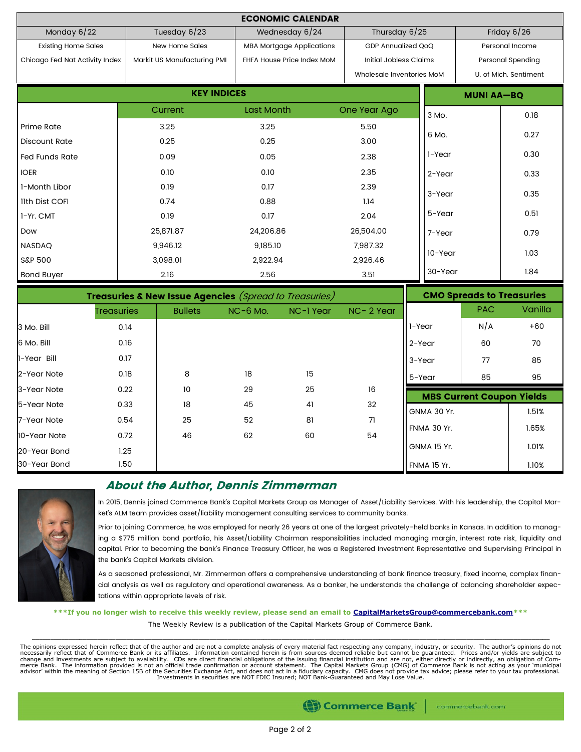## ECONOMIC CALENDAR

| Monday 6/22 | Tuesday 6/23 | Wednesday 6/24 | Thursday 6/25 | Friday 6/26 |
|---|---|---|---|---|
| Existing Home Sales | New Home Sales | MBA Mortgage Applications | GDP Annualized QoQ | Personal Income |
| Chicago Fed Nat Activity Index | Markit US Manufacturing PMI | FHFA House Price Index MoM | Initial Jobless Claims | Personal Spending |
| | | | Wholesale Inventories MoM | U. of Mich. Sentiment |

## KEY INDICES

| | Current | Last Month | One Year Ago |
|---|---|---|---|
| Prime Rate | 3.25 | 3.25 | 5.50 |
| Discount Rate | 0.25 | 0.25 | 3.00 |
| Fed Funds Rate | 0.09 | 0.05 | 2.38 |
| IOER | 0.10 | 0.10 | 2.35 |
| 1-Month Libor | 0.19 | 0.17 | 2.39 |
| 11th Dist COFI | 0.74 | 0.88 | 1.14 |
| 1-Yr. CMT | 0.19 | 0.17 | 2.04 |
| Dow | 25,871.87 | 24,206.86 | 26,504.00 |
| NASDAQ | 9,946.12 | 9,185.10 | 7,987.32 |
| S&P 500 | 3,098.01 | 2,922.94 | 2,926.46 |
| Bond Buyer | 2.16 | 2.56 | 3.51 |

## MUNI AA—BQ

| | |
|---|---|
| 3 Mo. | 0.18 |
| 6 Mo. | 0.27 |
| 1-Year | 0.30 |
| 2-Year | 0.33 |
| 3-Year | 0.35 |
| 5-Year | 0.51 |
| 7-Year | 0.79 |
| 10-Year | 1.03 |
| 30-Year | 1.84 |

## Treasuries & New Issue Agencies *(Spread to Treasuries)*

| | Treasuries | Bullets | NC-6 Mo. | NC-1 Year | NC- 2 Year |
|---|---|---|---|---|---|
| 3 Mo. Bill | 0.14 | | | | |
| 6 Mo. Bill | 0.16 | | | | |
| 1-Year Bill | 0.17 | | | | |
| 2-Year Note | 0.18 | 8 | 18 | 15 | |
| 3-Year Note | 0.22 | 10 | 29 | 25 | 16 |
| 5-Year Note | 0.33 | 18 | 45 | 41 | 32 |
| 7-Year Note | 0.54 | 25 | 52 | 81 | 71 |
| 10-Year Note | 0.72 | 46 | 62 | 60 | 54 |
| 20-Year Bond | 1.25 | | | | |
| 30-Year Bond | 1.50 | | | | |

## CMO Spreads to Treasuries

| | PAC | Vanilla |
|---|---|---|
| 1-Year | N/A | +60 |
| 2-Year | 60 | 70 |
| 3-Year | 77 | 85 |
| 5-Year | 85 | 95 |

## MBS Current Coupon Yields

| | |
|---|---|
| GNMA 30 Yr. | 1.51% |
| FNMA 30 Yr. | 1.65% |
| GNMA 15 Yr. | 1.01% |
| FNMA 15 Yr. | 1.10% |

## *About the Author, Dennis Zimmerman*

In 2015, Dennis joined Commerce Bank's Capital Markets Group as Manager of Asset/Liability Services. With his leadership, the Capital Market's ALM team provides asset/liability management consulting services to community banks.

Prior to joining Commerce, he was employed for nearly 26 years at one of the largest privately-held banks in Kansas. In addition to managing a $775 million bond portfolio, his Asset/Liability Chairman responsibilities included managing margin, interest rate risk, liquidity and capital. Prior to becoming the bank's Finance Treasury Officer, he was a Registered Investment Representative and Supervising Principal in the bank's Capital Markets division.

As a seasoned professional, Mr. Zimmerman offers a comprehensive understanding of bank finance treasury, fixed income, complex financial analysis as well as regulatory and operational awareness. As a banker, he understands the challenge of balancing shareholder expectations within appropriate levels of risk.

***If you no longer wish to receive this weekly review, please send an email to CapitalMarketsGroup@commercebank.com***

The Weekly Review is a publication of the Capital Markets Group of Commerce Bank.

The opinions expressed herein reflect that of the author and are not a complete analysis of every material fact respecting any company, industry, or security. The author's opinions do not necessarily reflect that of Commerce Bank or its affiliates. Information contained herein is from sources deemed reliable but cannot be guaranteed. Prices and/or yields are subject to change and investments are subject to availability. CDs are direct financial obligations of the issuing financial institution and are not, either directly or indirectly, an obligation of Commerce Bank. The information provided is not an official trade confirmation or account statement. The Capital Markets Group (CMG) of Commerce Bank is not acting as your 'municipal advisor' within the meaning of Section 15B of the Securities Exchange Act, and does not act in a fiduciary capacity. CMG does not provide tax advice; please refer to your tax professional. Investments in securities are NOT FDIC Insured; NOT Bank-Guaranteed and May Lose Value.

Commerce Bank | commercebank.com